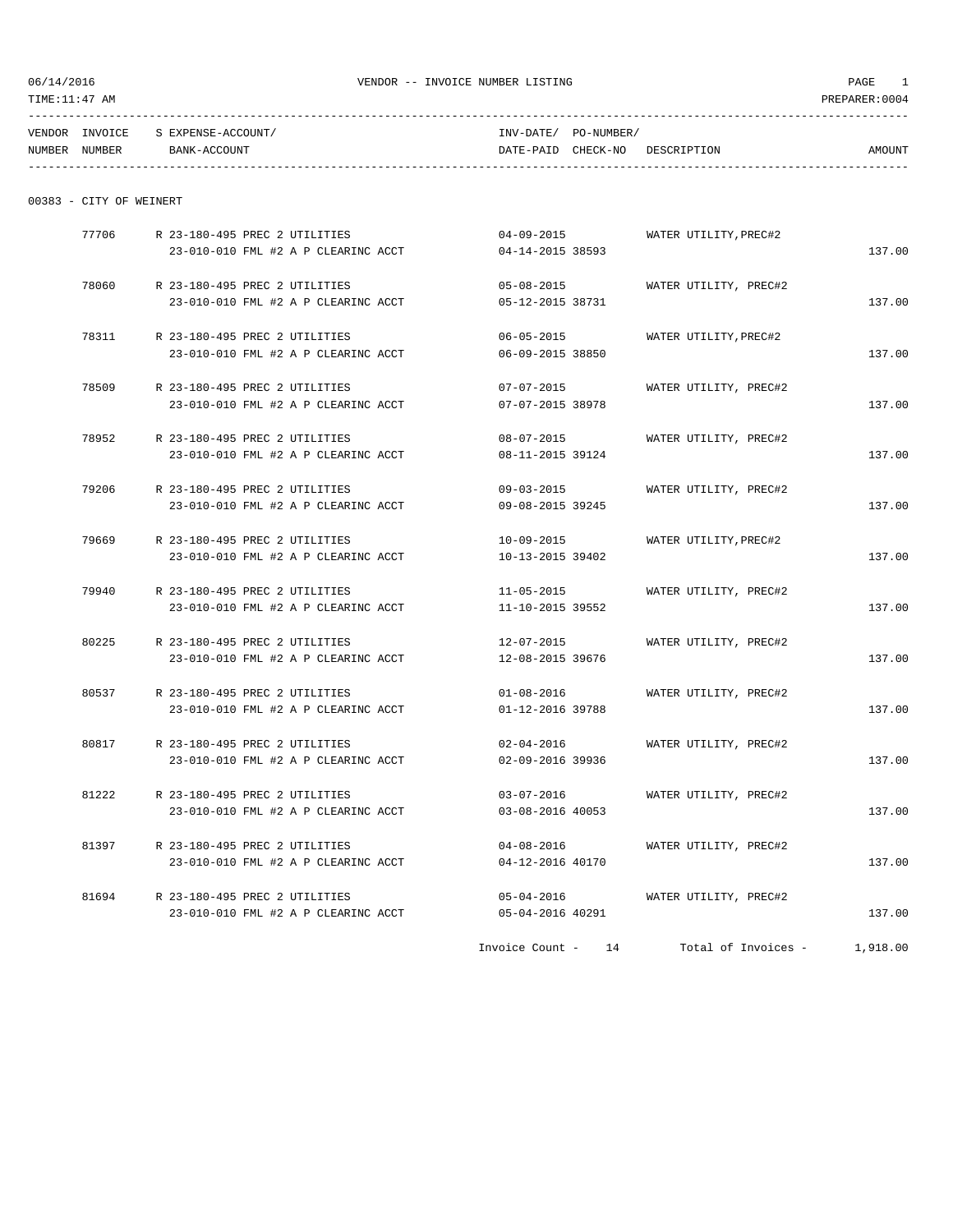06/14/2016 VENDOR -- INVOICE NUMBER LISTING PAGE 1
TIME:11:47 AM PREPARER:0004

| VENDOR NUMBER | INVOICE NUMBER | S EXPENSE-ACCOUNT/ BANK-ACCOUNT | INV-DATE/ DATE-PAID | PO-NUMBER/ CHECK-NO | DESCRIPTION | AMOUNT |
|---|---|---|---|---|---|---|
| 00383 - CITY OF WEINERT | | | | | | |
| | 77706 | R 23-180-495 PREC 2 UTILITIES<br>23-010-010 FML #2 A P CLEARINC ACCT | 04-09-2015<br>04-14-2015 | 38593 | WATER UTILITY,PREC#2 | 137.00 |
| | 78060 | R 23-180-495 PREC 2 UTILITIES<br>23-010-010 FML #2 A P CLEARINC ACCT | 05-08-2015<br>05-12-2015 | 38731 | WATER UTILITY, PREC#2 | 137.00 |
| | 78311 | R 23-180-495 PREC 2 UTILITIES<br>23-010-010 FML #2 A P CLEARINC ACCT | 06-05-2015<br>06-09-2015 | 38850 | WATER UTILITY,PREC#2 | 137.00 |
| | 78509 | R 23-180-495 PREC 2 UTILITIES<br>23-010-010 FML #2 A P CLEARINC ACCT | 07-07-2015<br>07-07-2015 | 38978 | WATER UTILITY, PREC#2 | 137.00 |
| | 78952 | R 23-180-495 PREC 2 UTILITIES<br>23-010-010 FML #2 A P CLEARINC ACCT | 08-07-2015<br>08-11-2015 | 39124 | WATER UTILITY, PREC#2 | 137.00 |
| | 79206 | R 23-180-495 PREC 2 UTILITIES<br>23-010-010 FML #2 A P CLEARINC ACCT | 09-03-2015<br>09-08-2015 | 39245 | WATER UTILITY, PREC#2 | 137.00 |
| | 79669 | R 23-180-495 PREC 2 UTILITIES<br>23-010-010 FML #2 A P CLEARINC ACCT | 10-09-2015<br>10-13-2015 | 39402 | WATER UTILITY,PREC#2 | 137.00 |
| | 79940 | R 23-180-495 PREC 2 UTILITIES<br>23-010-010 FML #2 A P CLEARINC ACCT | 11-05-2015<br>11-10-2015 | 39552 | WATER UTILITY, PREC#2 | 137.00 |
| | 80225 | R 23-180-495 PREC 2 UTILITIES<br>23-010-010 FML #2 A P CLEARINC ACCT | 12-07-2015<br>12-08-2015 | 39676 | WATER UTILITY, PREC#2 | 137.00 |
| | 80537 | R 23-180-495 PREC 2 UTILITIES<br>23-010-010 FML #2 A P CLEARINC ACCT | 01-08-2016<br>01-12-2016 | 39788 | WATER UTILITY, PREC#2 | 137.00 |
| | 80817 | R 23-180-495 PREC 2 UTILITIES<br>23-010-010 FML #2 A P CLEARINC ACCT | 02-04-2016<br>02-09-2016 | 39936 | WATER UTILITY, PREC#2 | 137.00 |
| | 81222 | R 23-180-495 PREC 2 UTILITIES<br>23-010-010 FML #2 A P CLEARINC ACCT | 03-07-2016<br>03-08-2016 | 40053 | WATER UTILITY, PREC#2 | 137.00 |
| | 81397 | R 23-180-495 PREC 2 UTILITIES<br>23-010-010 FML #2 A P CLEARINC ACCT | 04-08-2016<br>04-12-2016 | 40170 | WATER UTILITY, PREC#2 | 137.00 |
| | 81694 | R 23-180-495 PREC 2 UTILITIES<br>23-010-010 FML #2 A P CLEARINC ACCT | 05-04-2016<br>05-04-2016 | 40291 | WATER UTILITY, PREC#2 | 137.00 |

Invoice Count - 14 Total of Invoices - 1,918.00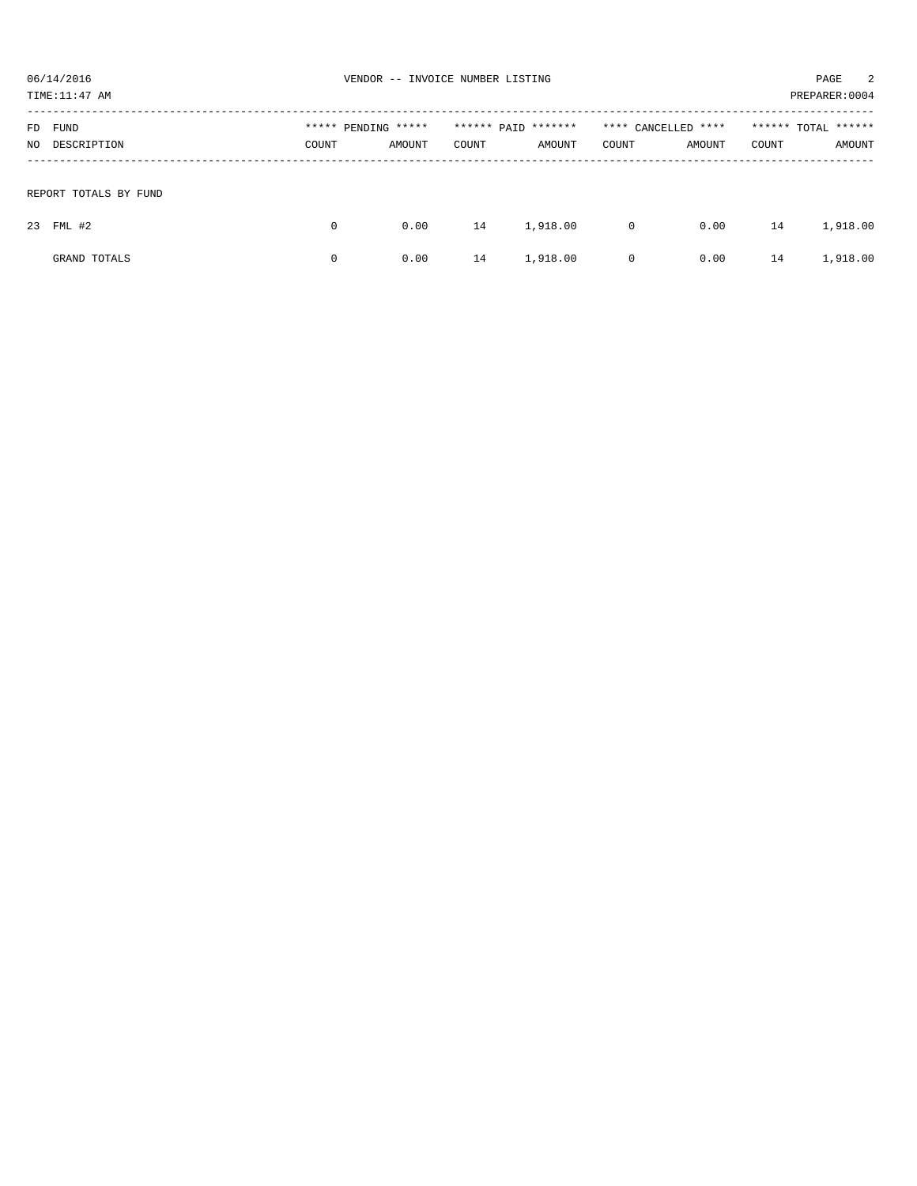06/14/2016 VENDOR -- INVOICE NUMBER LISTING
TIME:11:47 AM PREPARER:0004

| FD NO | FUND DESCRIPTION | ***** PENDING ***** COUNT | AMOUNT | ****** PAID ******* COUNT | AMOUNT | **** CANCELLED **** COUNT | AMOUNT | ****** TOTAL ****** COUNT | AMOUNT |
|---|---|---|---|---|---|---|---|---|---|
| | REPORT TOTALS BY FUND | | | | | | | | |
| 23 | FML #2 | 0 | 0.00 | 14 | 1,918.00 | 0 | 0.00 | 14 | 1,918.00 |
| | GRAND TOTALS | 0 | 0.00 | 14 | 1,918.00 | 0 | 0.00 | 14 | 1,918.00 |